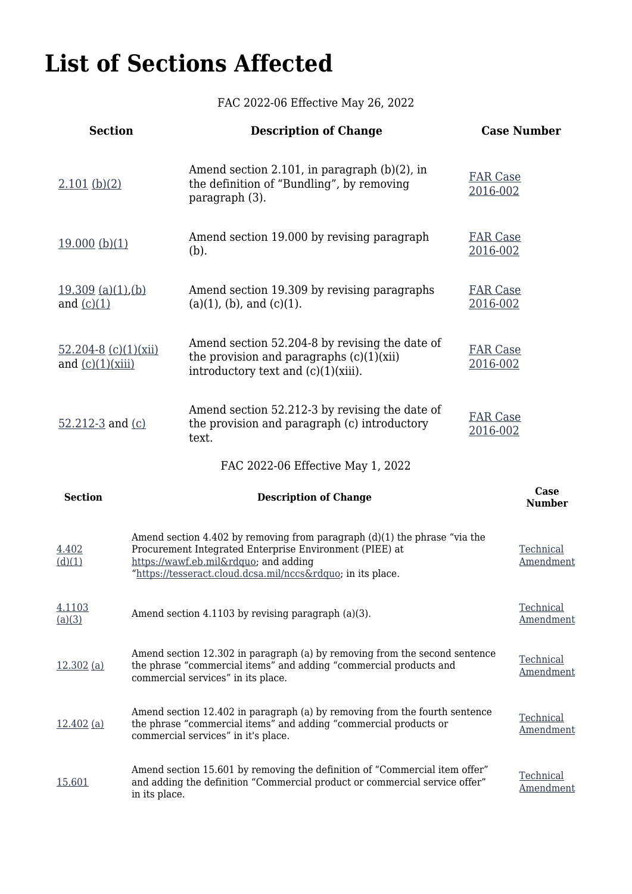# List of Sections Affected

FAC 2022-06 Effective May 26, 2022

| Section | Description of Change | Case Number |
| --- | --- | --- |
| 2.101 (b)(2) | Amend section 2.101, in paragraph (b)(2), in the definition of “Bundling”, by removing paragraph (3). | FAR Case 2016-002 |
| 19.000 (b)(1) | Amend section 19.000 by revising paragraph (b). | FAR Case 2016-002 |
| 19.309 (a)(1),(b) and (c)(1) | Amend section 19.309 by revising paragraphs (a)(1), (b), and (c)(1). | FAR Case 2016-002 |
| 52.204-8 (c)(1)(xii) and (c)(1)(xiii) | Amend section 52.204-8 by revising the date of the provision and paragraphs (c)(1)(xii) introductory text and (c)(1)(xiii). | FAR Case 2016-002 |
| 52.212-3 and (c) | Amend section 52.212-3 by revising the date of the provision and paragraph (c) introductory text. | FAR Case 2016-002 |

FAC 2022-06 Effective May 1, 2022

| Section | Description of Change | Case Number |
| --- | --- | --- |
| 4.402 (d)(1) | Amend section 4.402 by removing from paragraph (d)(1) the phrase “via the Procurement Integrated Enterprise Environment (PIEE) at https://wawf.eb.mil&rdquo; and adding “https://tesseract.cloud.dcsa.mil/nccs&rdquo; in its place. | Technical Amendment |
| 4.1103 (a)(3) | Amend section 4.1103 by revising paragraph (a)(3). | Technical Amendment |
| 12.302 (a) | Amend section 12.302 in paragraph (a) by removing from the second sentence the phrase “commercial items” and adding “commercial products and commercial services” in its place. | Technical Amendment |
| 12.402 (a) | Amend section 12.402 in paragraph (a) by removing from the fourth sentence the phrase “commercial items” and adding “commercial products or commercial services” in it's place. | Technical Amendment |
| 15.601 | Amend section 15.601 by removing the definition of “Commercial item offer” and adding the definition “Commercial product or commercial service offer” in its place. | Technical Amendment |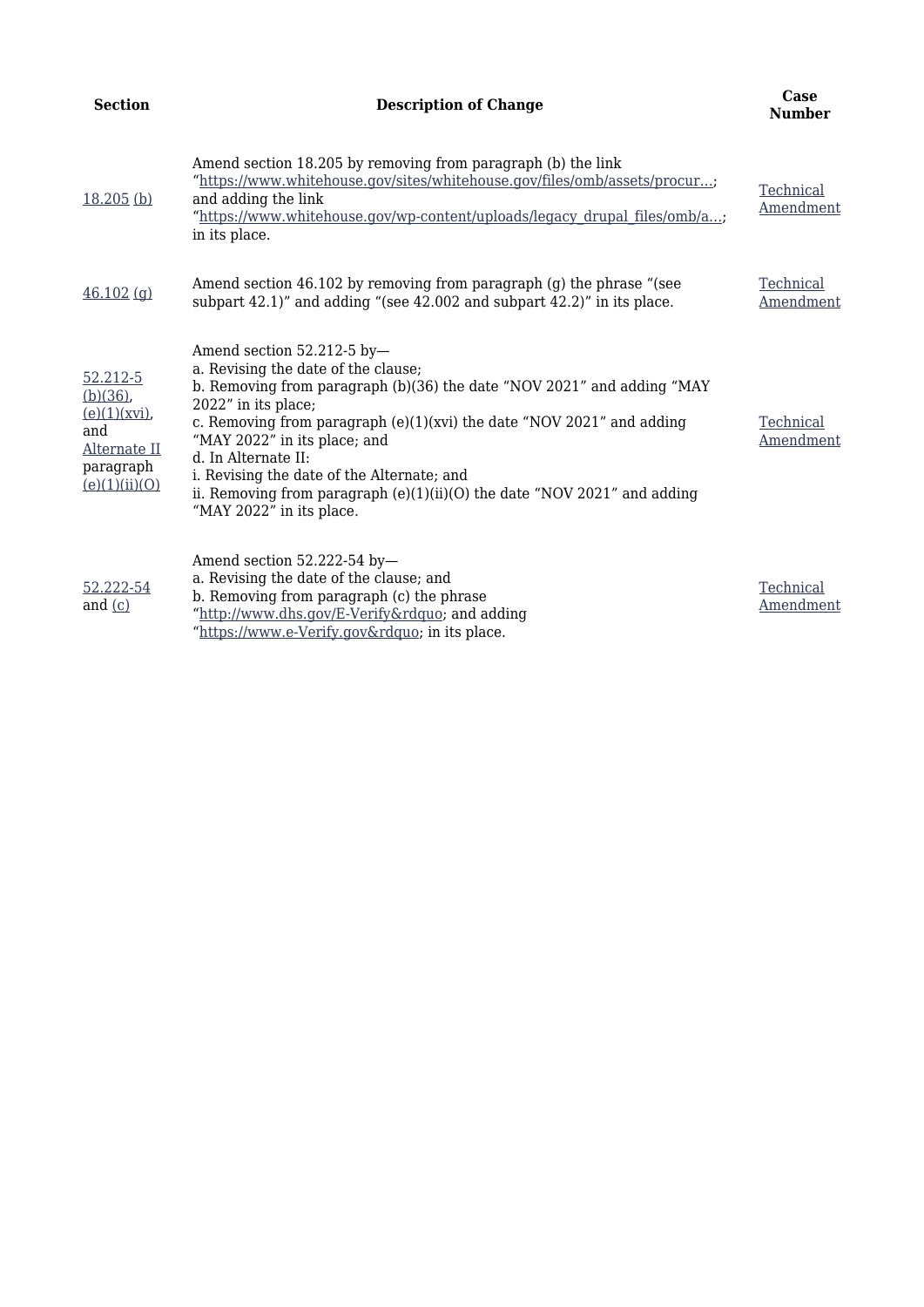| Section | Description of Change | Case Number |
|---|---|---|
| 18.205 (b) | Amend section 18.205 by removing from paragraph (b) the link "https://www.whitehouse.gov/sites/whitehouse.gov/files/omb/assets/procur...; and adding the link "https://www.whitehouse.gov/wp-content/uploads/legacy_drupal_files/omb/a...; in its place. | Technical Amendment |
| 46.102 (g) | Amend section 46.102 by removing from paragraph (g) the phrase "(see subpart 42.1)" and adding "(see 42.002 and subpart 42.2)" in its place. | Technical Amendment |
| 52.212-5 (b)(36), (e)(1)(xvi), and Alternate II paragraph (e)(1)(ii)(O) | Amend section 52.212-5 by—<br>a. Revising the date of the clause;<br>b. Removing from paragraph (b)(36) the date "NOV 2021" and adding "MAY 2022" in its place;<br>c. Removing from paragraph (e)(1)(xvi) the date "NOV 2021" and adding "MAY 2022" in its place; and<br>d. In Alternate II:<br>i. Revising the date of the Alternate; and<br>ii. Removing from paragraph (e)(1)(ii)(O) the date "NOV 2021" and adding "MAY 2022" in its place. | Technical Amendment |
| 52.222-54 and (c) | Amend section 52.222-54 by—<br>a. Revising the date of the clause; and<br>b. Removing from paragraph (c) the phrase "http://www.dhs.gov/E-Verify&rdquo; and adding "https://www.e-Verify.gov&rdquo; in its place. | Technical Amendment |